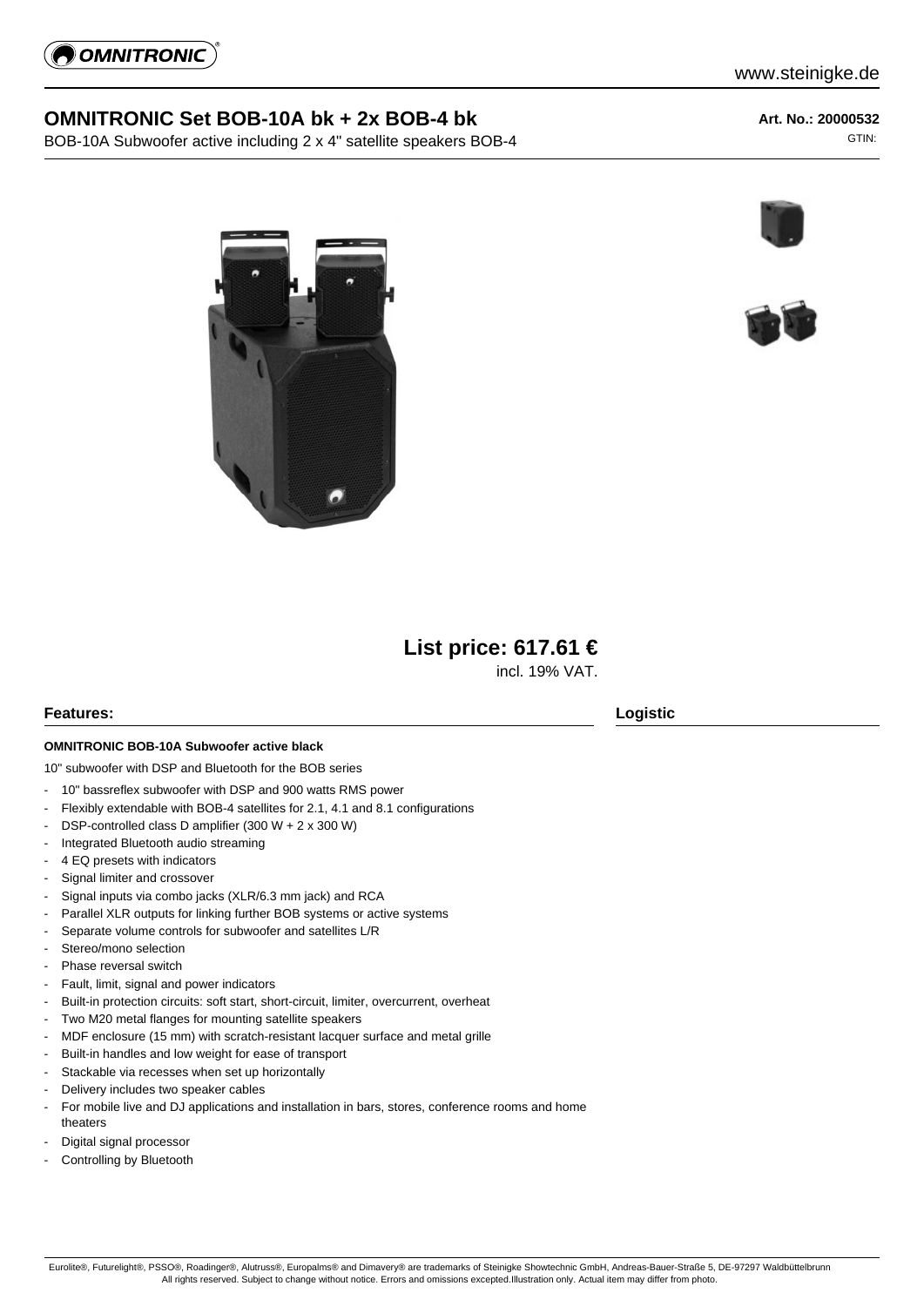# OMNITRONIC Set BOB-10A bk + 2x BOB-4 bk

BOB-10A Subwoofer active including 2 x 4" satellite speakers BOB-4

**Art. No.: 20000532**

GTIN:

## List price: 617.61 €

incl. 19% VAT.

## Features:

**OMNITRONIC BOB-10A Subwoofer active black**

10" subwoofer with DSP and Bluetooth for the BOB series

- 10" bassreflex subwoofer with DSP and 900 watts RMS power
- Flexibly extendable with BOB-4 satellites for 2.1, 4.1 and 8.1 configurations
- DSP-controlled class D amplifier (300 W + 2 x 300 W)
- Integrated Bluetooth audio streaming
- 4 EQ presets with indicators
- Signal limiter and crossover
- Signal inputs via combo jacks (XLR/6.3 mm jack) and RCA
- Parallel XLR outputs for linking further BOB systems or active systems
- Separate volume controls for subwoofer and satellites L/R
- Stereo/mono selection
- Phase reversal switch
- Fault, limit, signal and power indicators
- Built-in protection circuits: soft start, short-circuit, limiter, overcurrent, overheat
- Two M20 metal flanges for mounting satellite speakers
- MDF enclosure (15 mm) with scratch-resistant lacquer surface and metal grille
- Built-in handles and low weight for ease of transport
- Stackable via recesses when set up horizontally
- Delivery includes two speaker cables
- For mobile live and DJ applications and installation in bars, stores, conference rooms and home theaters
- Digital signal processor
- Controlling by Bluetooth

## Logistic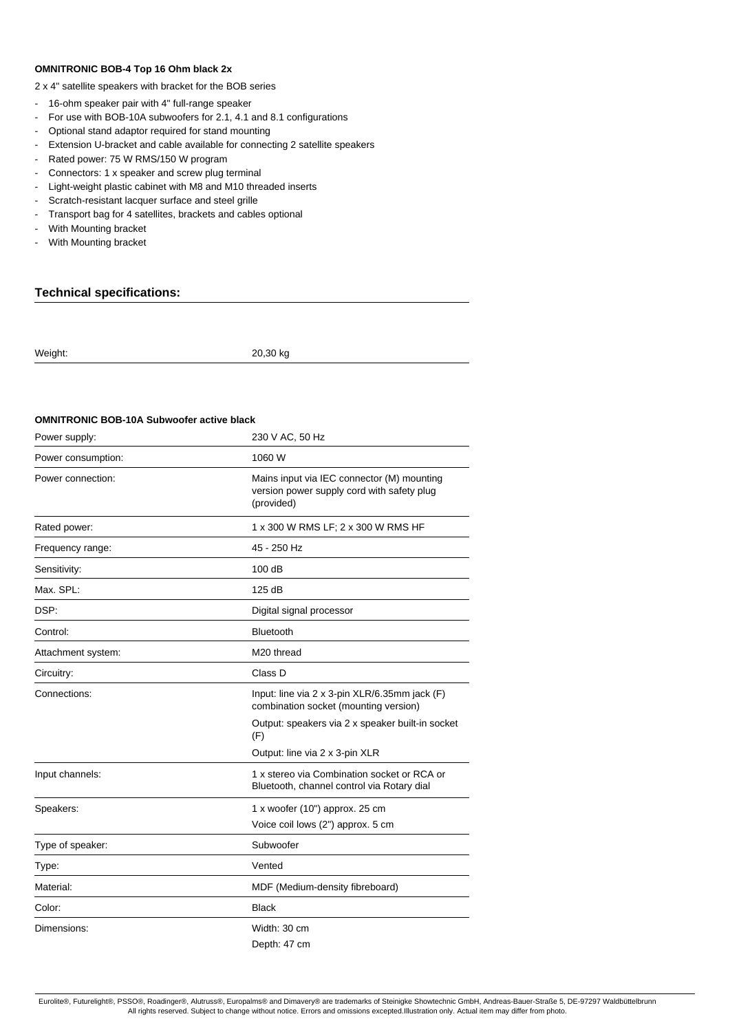**OMNITRONIC BOB-4 Top 16 Ohm black 2x**

2 x 4" satellite speakers with bracket for the BOB series

- 16-ohm speaker pair with 4" full-range speaker
- For use with BOB-10A subwoofers for 2.1, 4.1 and 8.1 configurations
- Optional stand adaptor required for stand mounting
- Extension U-bracket and cable available for connecting 2 satellite speakers
- Rated power: 75 W RMS/150 W program
- Connectors: 1 x speaker and screw plug terminal
- Light-weight plastic cabinet with M8 and M10 threaded inserts
- Scratch-resistant lacquer surface and steel grille
- Transport bag for 4 satellites, brackets and cables optional
- With Mounting bracket
- With Mounting bracket

## Technical specifications:

| | |
|---|---|
| Weight: | 20,30 kg |

**OMNITRONIC BOB-10A Subwoofer active black**

| | |
|---|---|
| Power supply: | 230 V AC, 50 Hz |
| Power consumption: | 1060 W |
| Power connection: | Mains input via IEC connector (M) mounting version power supply cord with safety plug (provided) |
| Rated power: | 1 x 300 W RMS LF; 2 x 300 W RMS HF |
| Frequency range: | 45 - 250 Hz |
| Sensitivity: | 100 dB |
| Max. SPL: | 125 dB |
| DSP: | Digital signal processor |
| Control: | Bluetooth |
| Attachment system: | M20 thread |
| Circuitry: | Class D |
| Connections: | Input: line via 2 x 3-pin XLR/6.35mm jack (F) combination socket (mounting version)<br>Output: speakers via 2 x speaker built-in socket (F)<br>Output: line via 2 x 3-pin XLR |
| Input channels: | 1 x stereo via Combination socket or RCA or Bluetooth, channel control via Rotary dial |
| Speakers: | 1 x woofer (10") approx. 25 cm<br>Voice coil lows (2") approx. 5 cm |
| Type of speaker: | Subwoofer |
| Type: | Vented |
| Material: | MDF (Medium-density fibreboard) |
| Color: | Black |
| Dimensions: | Width: 30 cm<br>Depth: 47 cm |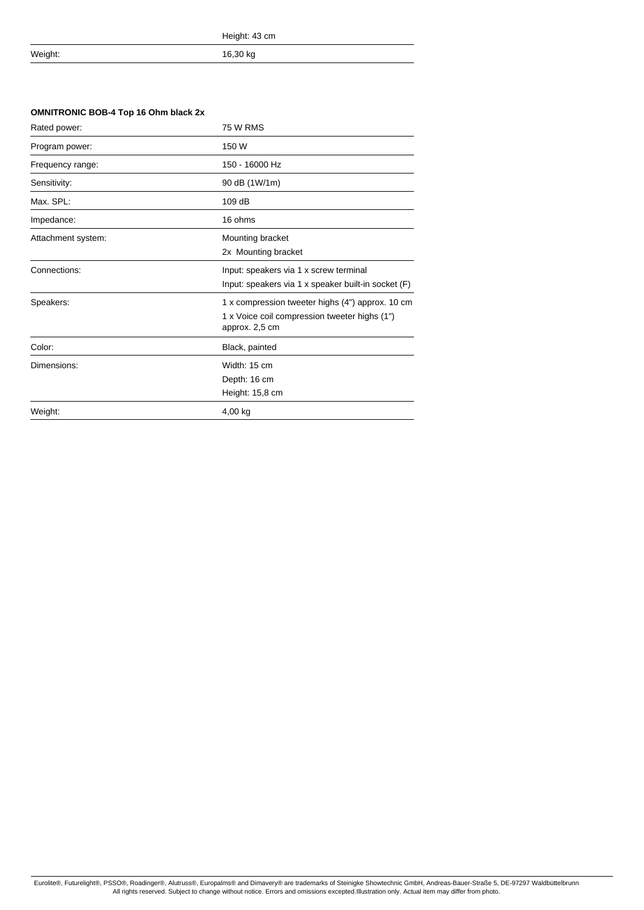| | |
|---|---|
| | Height: 43 cm |
| Weight: | 16,30 kg |

**OMNITRONIC BOB-4 Top 16 Ohm black 2x**

| | |
|---|---|
| Rated power: | 75 W RMS |
| Program power: | 150 W |
| Frequency range: | 150 - 16000 Hz |
| Sensitivity: | 90 dB (1W/1m) |
| Max. SPL: | 109 dB |
| Impedance: | 16 ohms |
| Attachment system: | Mounting bracket<br>2x Mounting bracket |
| Connections: | Input: speakers via 1 x screw terminal<br>Input: speakers via 1 x speaker built-in socket (F) |
| Speakers: | 1 x compression tweeter highs (4") approx. 10 cm<br>1 x Voice coil compression tweeter highs (1") approx. 2,5 cm |
| Color: | Black, painted |
| Dimensions: | Width: 15 cm<br>Depth: 16 cm<br>Height: 15,8 cm |
| Weight: | 4,00 kg |

Eurolite®, Futurelight®, PSSO®, Roadinger®, Alutruss®, Europalms® and Dimavery® are trademarks of Steinigke Showtechnic GmbH, Andreas-Bauer-Straße 5, DE-97297 Waldbüttelbrunn
All rights reserved. Subject to change without notice. Errors and omissions excepted.Illustration only. Actual item may differ from photo.